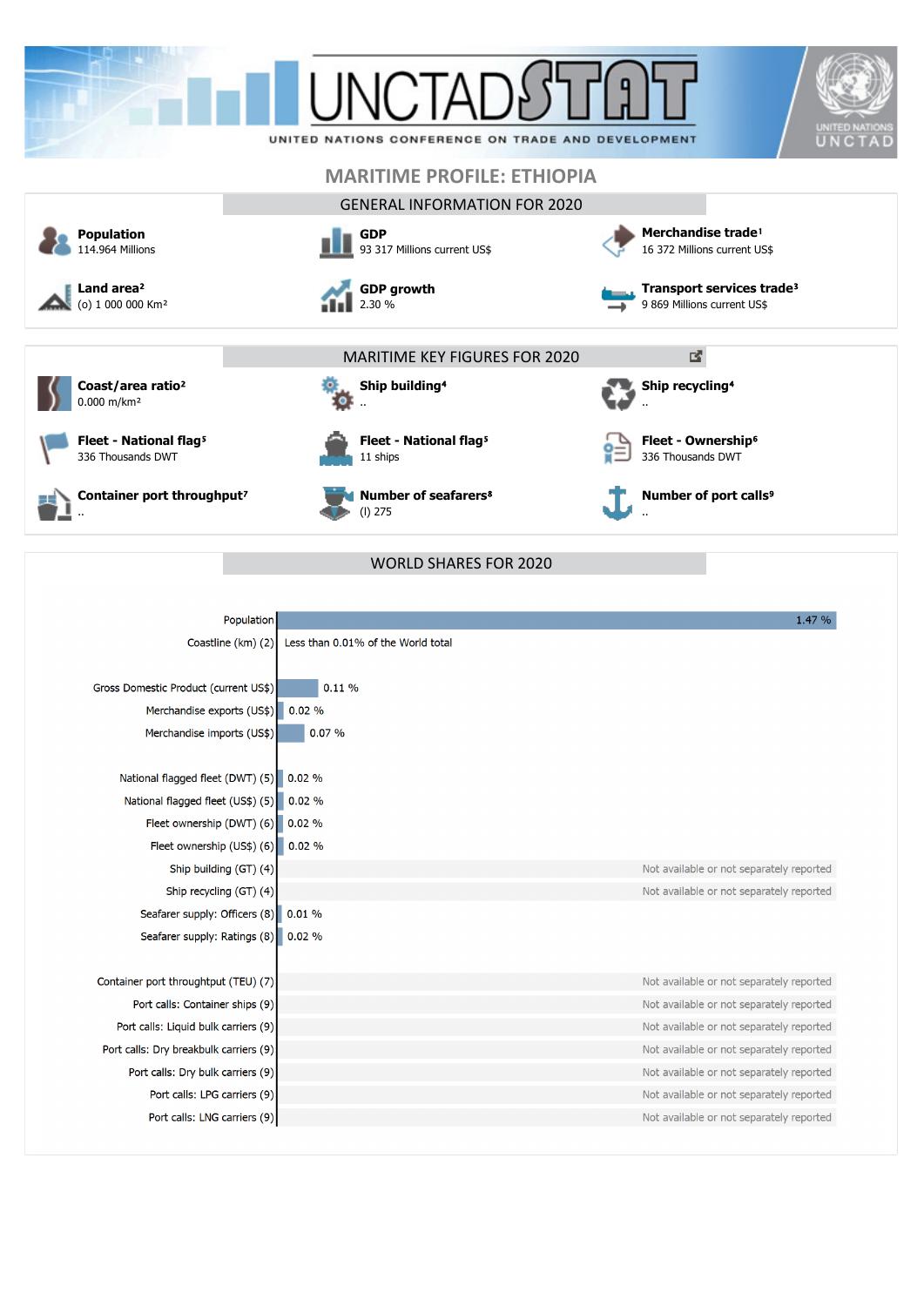# UNCTADSTAT

UNITED NATIONS CONFERENCE ON TRADE AND DEVELOPMENT

## MARITIME PROFILE: ETHIOPIA

### GENERAL INFORMATION FOR 2020

**Population**
114.964 Millions

**GDP**
93 317 Millions current US$

**Merchandise trade**[1]
16 372 Millions current US$

**Land area**[2]
(o) 1 000 000 Km²

**GDP growth**
2.30 %

**Transport services trade**[3]
9 869 Millions current US$

### MARITIME KEY FIGURES FOR 2020

**Coast/area ratio**[2]
0.000 m/km²

**Ship building**[4]
..

**Ship recycling**[4]
..

**Fleet - National flag**[5]
336 Thousands DWT

**Fleet - National flag**[5]
11 ships

**Fleet - Ownership**[6]
336 Thousands DWT

**Container port throughput**[7]
..

**Number of seafarers**[8]
(I) 275

**Number of port calls**[9]
..

### WORLD SHARES FOR 2020

| Indicator | World share |
|---|---|
| Population | 1.47 % |
| Coastline (km) (2) | Less than 0.01% of the World total |
| Gross Domestic Product (current US$) | 0.11 % |
| Merchandise exports (US$) | 0.02 % |
| Merchandise imports (US$) | 0.07 % |
| National flagged fleet (DWT) (5) | 0.02 % |
| National flagged fleet (US$) (5) | 0.02 % |
| Fleet ownership (DWT) (6) | 0.02 % |
| Fleet ownership (US$) (6) | 0.02 % |
| Ship building (GT) (4) | Not available or not separately reported |
| Ship recycling (GT) (4) | Not available or not separately reported |
| Seafarer supply: Officers (8) | 0.01 % |
| Seafarer supply: Ratings (8) | 0.02 % |
| Container port throughput (TEU) (7) | Not available or not separately reported |
| Port calls: Container ships (9) | Not available or not separately reported |
| Port calls: Liquid bulk carriers (9) | Not available or not separately reported |
| Port calls: Dry breakbulk carriers (9) | Not available or not separately reported |
| Port calls: Dry bulk carriers (9) | Not available or not separately reported |
| Port calls: LPG carriers (9) | Not available or not separately reported |
| Port calls: LNG carriers (9) | Not available or not separately reported |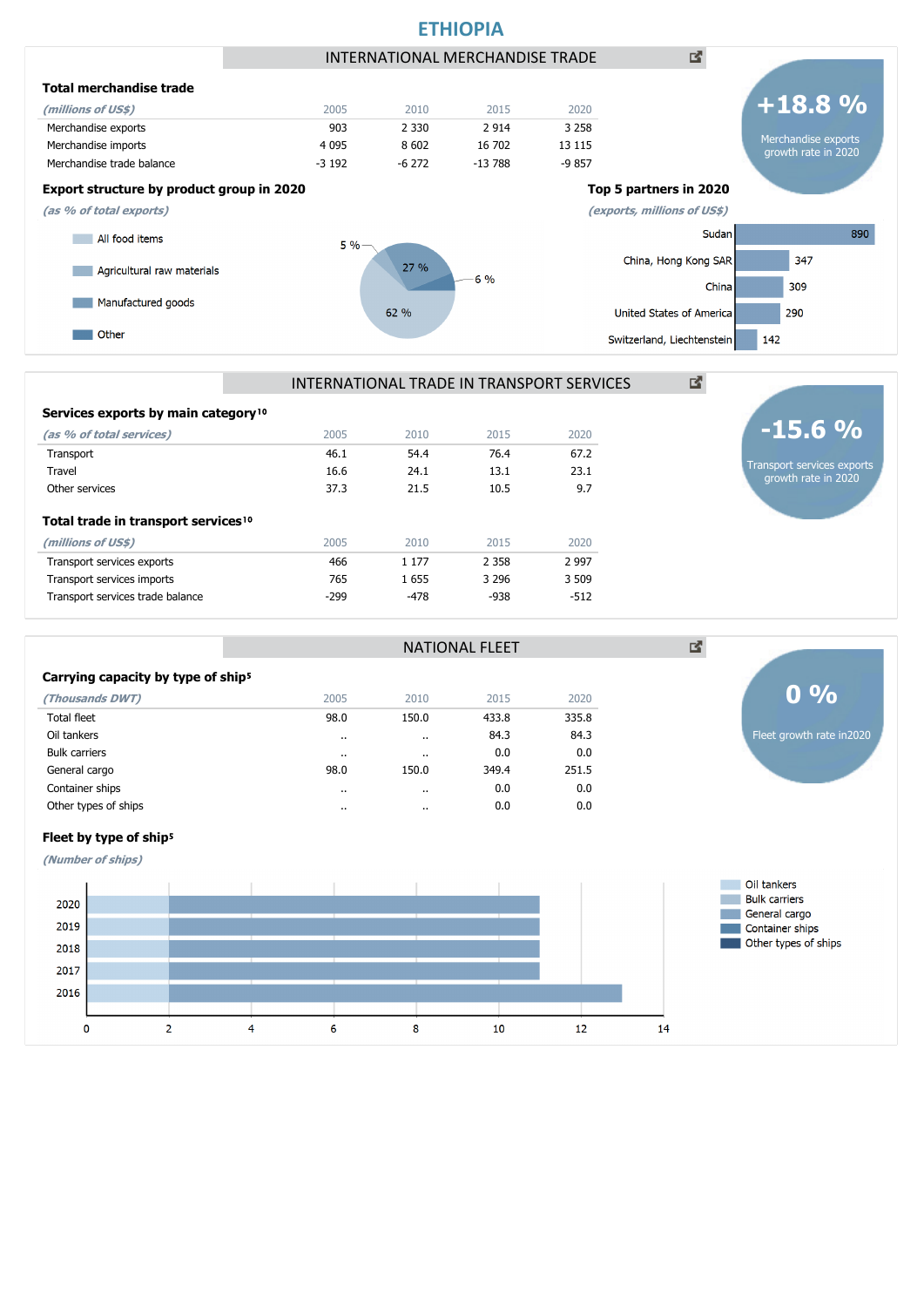# ETHIOPIA

## INTERNATIONAL MERCHANDISE TRADE

### Total merchandise trade

| *(millions of US$)* | 2005 | 2010 | 2015 | 2020 |
|---|---|---|---|---|
| Merchandise exports | 903 | 2 330 | 2 914 | 3 258 |
| Merchandise imports | 4 095 | 8 602 | 16 702 | 13 115 |
| Merchandise trade balance | -3 192 | -6 272 | -13 788 | -9 857 |

**+18.8 %**
Merchandise exports growth rate in 2020

### Export structure by product group in 2020

*(as % of total exports)*

- All food items: 62 %
- Agricultural raw materials: 5 %
- Manufactured goods: 27 %
- Other: 6 %

### Top 5 partners in 2020

*(exports, millions of US$)*

| Partner | Exports |
|---|---|
| Sudan | 890 |
| China, Hong Kong SAR | 347 |
| China | 309 |
| United States of America | 290 |
| Switzerland, Liechtenstein | 142 |

## INTERNATIONAL TRADE IN TRANSPORT SERVICES

### Services exports by main category[10]

| *(as % of total services)* | 2005 | 2010 | 2015 | 2020 |
|---|---|---|---|---|
| Transport | 46.1 | 54.4 | 76.4 | 67.2 |
| Travel | 16.6 | 24.1 | 13.1 | 23.1 |
| Other services | 37.3 | 21.5 | 10.5 | 9.7 |

### Total trade in transport services[10]

| *(millions of US$)* | 2005 | 2010 | 2015 | 2020 |
|---|---|---|---|---|
| Transport services exports | 466 | 1 177 | 2 358 | 2 997 |
| Transport services imports | 765 | 1 655 | 3 296 | 3 509 |
| Transport services trade balance | -299 | -478 | -938 | -512 |

**-15.6 %**
Transport services exports growth rate in 2020

## NATIONAL FLEET

### Carrying capacity by type of ship[5]

| *(Thousands DWT)* | 2005 | 2010 | 2015 | 2020 |
|---|---|---|---|---|
| Total fleet | 98.0 | 150.0 | 433.8 | 335.8 |
| Oil tankers | .. | .. | 84.3 | 84.3 |
| Bulk carriers | .. | .. | 0.0 | 0.0 |
| General cargo | 98.0 | 150.0 | 349.4 | 251.5 |
| Container ships | .. | .. | 0.0 | 0.0 |
| Other types of ships | .. | .. | 0.0 | 0.0 |

**0 %**
Fleet growth rate in2020

### Fleet by type of ship[5]

*(Number of ships)*

| Year | Oil tankers | General cargo |
|---|---|---|
| 2020 | 2 | 9 |
| 2019 | 2 | 9 |
| 2018 | 2 | 9 |
| 2017 | 2 | 9 |
| 2016 | 2 | 11 |

Legend: Oil tankers, Bulk carriers, General cargo, Container ships, Other types of ships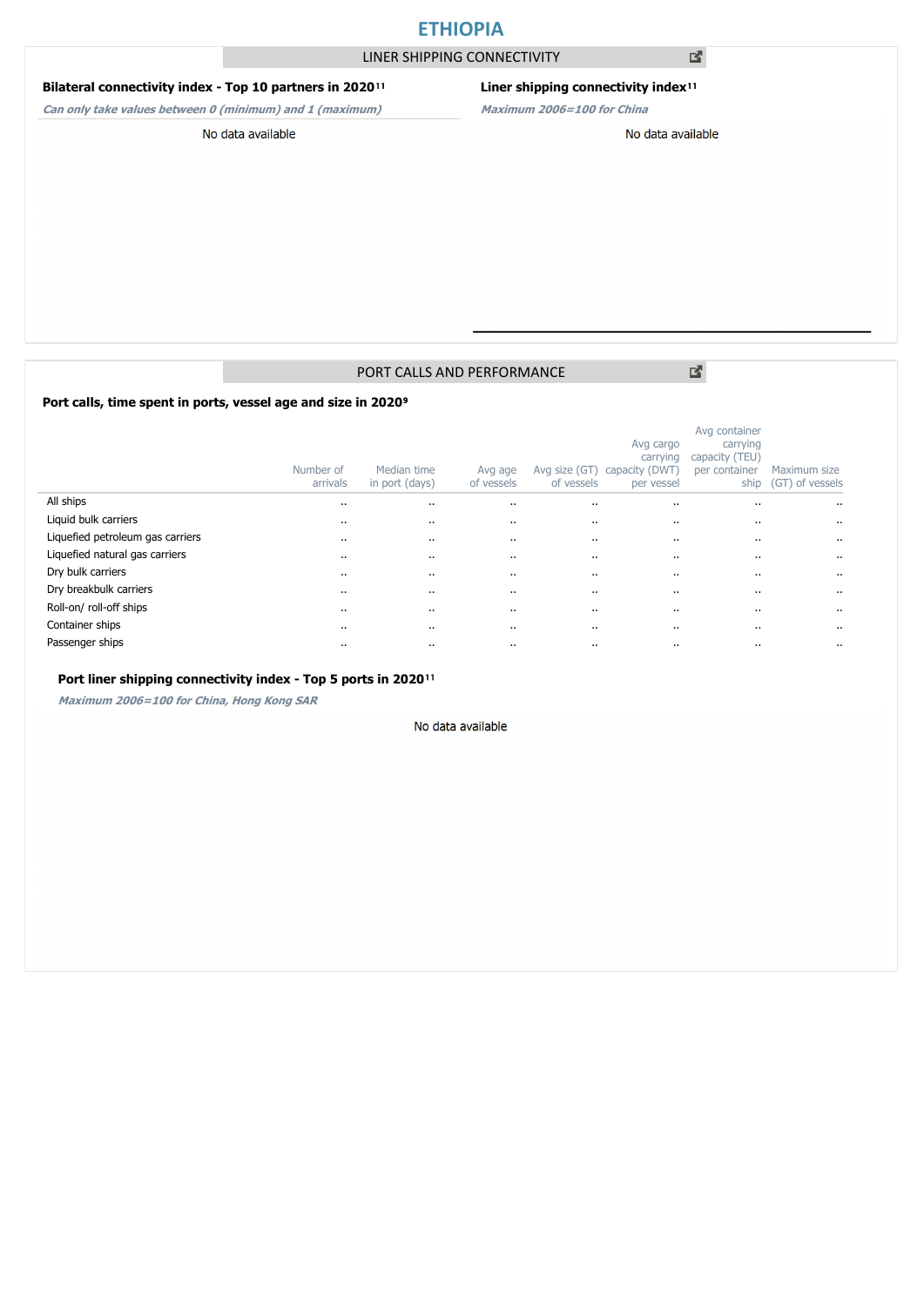# ETHIOPIA

## LINER SHIPPING CONNECTIVITY

### Bilateral connectivity index - Top 10 partners in 2020[11]

*Can only take values between 0 (minimum) and 1 (maximum)*

No data available

### Liner shipping connectivity index[11]

*Maximum 2006=100 for China*

No data available

## PORT CALLS AND PERFORMANCE

### Port calls, time spent in ports, vessel age and size in 2020[9]

| | Number of arrivals | Median time in port (days) | Avg age of vessels | Avg size (GT) of vessels | Avg cargo carrying capacity (DWT) per vessel | Avg container carrying capacity (TEU) per container ship | Maximum size (GT) of vessels |
|---|---|---|---|---|---|---|---|
| All ships | .. | .. | .. | .. | .. | .. | .. |
| Liquid bulk carriers | .. | .. | .. | .. | .. | .. | .. |
| Liquefied petroleum gas carriers | .. | .. | .. | .. | .. | .. | .. |
| Liquefied natural gas carriers | .. | .. | .. | .. | .. | .. | .. |
| Dry bulk carriers | .. | .. | .. | .. | .. | .. | .. |
| Dry breakbulk carriers | .. | .. | .. | .. | .. | .. | .. |
| Roll-on/ roll-off ships | .. | .. | .. | .. | .. | .. | .. |
| Container ships | .. | .. | .. | .. | .. | .. | .. |
| Passenger ships | .. | .. | .. | .. | .. | .. | .. |

### Port liner shipping connectivity index - Top 5 ports in 2020[11]

*Maximum 2006=100 for China, Hong Kong SAR*

No data available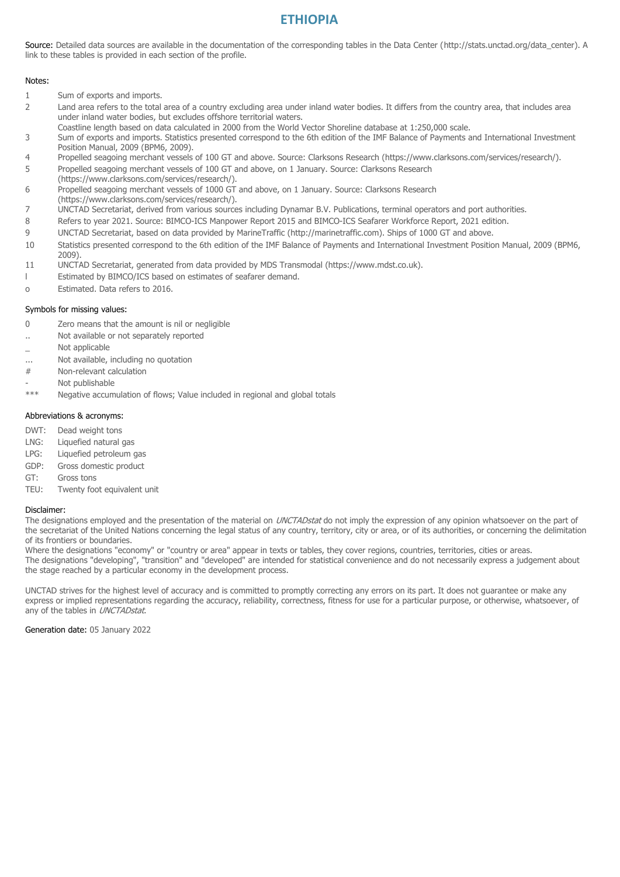# ETHIOPIA

**Source:** Detailed data sources are available in the documentation of the corresponding tables in the Data Center (http://stats.unctad.org/data_center). A link to these tables is provided in each section of the profile.

**Notes:**

| | |
|---|---|
| 1 | Sum of exports and imports. |
| 2 | Land area refers to the total area of a country excluding area under inland water bodies. It differs from the country area, that includes area under inland water bodies, but excludes offshore territorial waters. Coastline length based on data calculated in 2000 from the World Vector Shoreline database at 1:250,000 scale. |
| 3 | Sum of exports and imports. Statistics presented correspond to the 6th edition of the IMF Balance of Payments and International Investment Position Manual, 2009 (BPM6, 2009). |
| 4 | Propelled seagoing merchant vessels of 100 GT and above. Source: Clarksons Research (https://www.clarksons.com/services/research/). |
| 5 | Propelled seagoing merchant vessels of 100 GT and above, on 1 January. Source: Clarksons Research (https://www.clarksons.com/services/research/). |
| 6 | Propelled seagoing merchant vessels of 1000 GT and above, on 1 January. Source: Clarksons Research (https://www.clarksons.com/services/research/). |
| 7 | UNCTAD Secretariat, derived from various sources including Dynamar B.V. Publications, terminal operators and port authorities. |
| 8 | Refers to year 2021. Source: BIMCO-ICS Manpower Report 2015 and BIMCO-ICS Seafarer Workforce Report, 2021 edition. |
| 9 | UNCTAD Secretariat, based on data provided by MarineTraffic (http://marinetraffic.com). Ships of 1000 GT and above. |
| 10 | Statistics presented correspond to the 6th edition of the IMF Balance of Payments and International Investment Position Manual, 2009 (BPM6, 2009). |
| 11 | UNCTAD Secretariat, generated from data provided by MDS Transmodal (https://www.mdst.co.uk). |
| l | Estimated by BIMCO/ICS based on estimates of seafarer demand. |
| o | Estimated. Data refers to 2016. |

**Symbols for missing values:**

| | |
|---|---|
| 0 | Zero means that the amount is nil or negligible |
| .. | Not available or not separately reported |
| _ | Not applicable |
| ... | Not available, including no quotation |
| # | Non-relevant calculation |
| - | Not publishable |
| *** | Negative accumulation of flows; Value included in regional and global totals |

**Abbreviations & acronyms:**

| | |
|---|---|
| DWT: | Dead weight tons |
| LNG: | Liquefied natural gas |
| LPG: | Liquefied petroleum gas |
| GDP: | Gross domestic product |
| GT: | Gross tons |
| TEU: | Twenty foot equivalent unit |

**Disclaimer:**

The designations employed and the presentation of the material on *UNCTADstat* do not imply the expression of any opinion whatsoever on the part of the secretariat of the United Nations concerning the legal status of any country, territory, city or area, or of its authorities, or concerning the delimitation of its frontiers or boundaries.
Where the designations "economy" or "country or area" appear in texts or tables, they cover regions, countries, territories, cities or areas.
The designations "developing", "transition" and "developed" are intended for statistical convenience and do not necessarily express a judgement about the stage reached by a particular economy in the development process.

UNCTAD strives for the highest level of accuracy and is committed to promptly correcting any errors on its part. It does not guarantee or make any express or implied representations regarding the accuracy, reliability, correctness, fitness for use for a particular purpose, or otherwise, whatsoever, of any of the tables in *UNCTADstat*.

**Generation date:** 05 January 2022